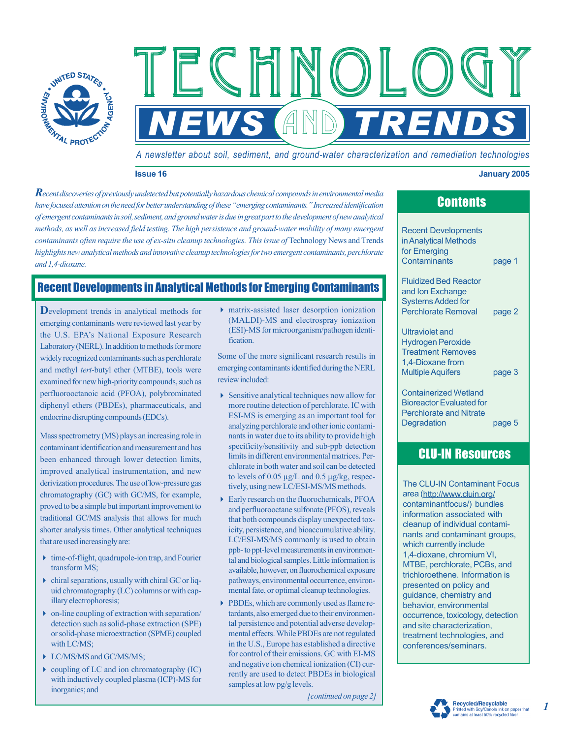# TECHNOLOGY NEWS AND TRENDS

*A newsletter about soil, sediment, and ground-water characterization and remediation technologies*

**Issue 16** **January 2005**

*Recent discoveries of previously undetected but potentially hazardous chemical compounds in environmental media have focused attention on the need for better understanding of these "emerging contaminants." Increased identification of emergent contaminants in soil, sediment, and ground water is due in great part to the development of new analytical methods, as well as increased field testing. The high persistence and ground-water mobility of many emergent contaminants often require the use of ex-situ cleanup technologies. This issue of* Technology News and Trends *highlights new analytical methods and innovative cleanup technologies for two emergent contaminants, perchlorate and 1,4-dioxane.*

## Recent Developments in Analytical Methods for Emerging Contaminants

Development trends in analytical methods for emerging contaminants were reviewed last year by the U.S. EPA's National Exposure Research Laboratory (NERL). In addition to methods for more widely recognized contaminants such as perchlorate and methyl *tert*-butyl ether (MTBE), tools were examined for new high-priority compounds, such as perfluorooctanoic acid (PFOA), polybrominated diphenyl ethers (PBDEs), pharmaceuticals, and endocrine disrupting compounds (EDCs).

Mass spectrometry (MS) plays an increasing role in contaminant identification and measurement and has been enhanced through lower detection limits, improved analytical instrumentation, and new derivization procedures. The use of low-pressure gas chromatography (GC) with GC/MS, for example, proved to be a simple but important improvement to traditional GC/MS analysis that allows for much shorter analysis times. Other analytical techniques that are used increasingly are:

- time-of-flight, quadrupole-ion trap, and Fourier transform MS;
- chiral separations, usually with chiral GC or liquid chromatography (LC) columns or with capillary electrophoresis;
- on-line coupling of extraction with separation/detection such as solid-phase extraction (SPE) or solid-phase microextraction (SPME) coupled with LC/MS;
- LC/MS/MS and GC/MS/MS;
- coupling of LC and ion chromatography (IC) with inductively coupled plasma (ICP)-MS for inorganics; and
- matrix-assisted laser desorption ionization (MALDI)-MS and electrospray ionization (ESI)-MS for microorganism/pathogen identification.

Some of the more significant research results in emerging contaminants identified during the NERL review included:

- Sensitive analytical techniques now allow for more routine detection of perchlorate. IC with ESI-MS is emerging as an important tool for analyzing perchlorate and other ionic contaminants in water due to its ability to provide high specificity/sensitivity and sub-ppb detection limits in different environmental matrices. Perchlorate in both water and soil can be detected to levels of 0.05 µg/L and 0.5 µg/kg, respectively, using new LC/ESI-MS/MS methods.
- Early research on the fluorochemicals, PFOA and perfluorooctane sulfonate (PFOS), reveals that both compounds display unexpected toxicity, persistence, and bioaccumulative ability. LC/ESI-MS/MS commonly is used to obtain ppb- to ppt-level measurements in environmental and biological samples. Little information is available, however, on fluorochemical exposure pathways, environmental occurrence, environmental fate, or optimal cleanup technologies.
- PBDEs, which are commonly used as flame retardants, also emerged due to their environmental persistence and potential adverse developmental effects. While PBDEs are not regulated in the U.S., Europe has established a directive for control of their emissions. GC with EI-MS and negative ion chemical ionization (CI) currently are used to detect PBDEs in biological samples at low pg/g levels.

*[continued on page 2]*

## Contents

- Recent Developments in Analytical Methods for Emerging Contaminants — page 1
- Fluidized Bed Reactor and Ion Exchange Systems Added for Perchlorate Removal — page 2
- Ultraviolet and Hydrogen Peroxide Treatment Removes 1,4-Dioxane from Multiple Aquifers — page 3
- Containerized Wetland Bioreactor Evaluated for Perchlorate and Nitrate Degradation — page 5

## CLU-IN Resources

The CLU-IN Contaminant Focus area (http://www.cluin.org/contaminantfocus/) bundles information associated with cleanup of individual contaminants and contaminant groups, which currently include 1,4-dioxane, chromium VI, MTBE, perchlorate, PCBs, and trichloroethene. Information is presented on policy and guidance, chemistry and behavior, environmental occurrence, toxicology, detection and site characterization, treatment technologies, and conferences/seminars.

Recycled/Recyclable
Printed with Soy/Canola Ink on paper that contains at least 50% recycled fiber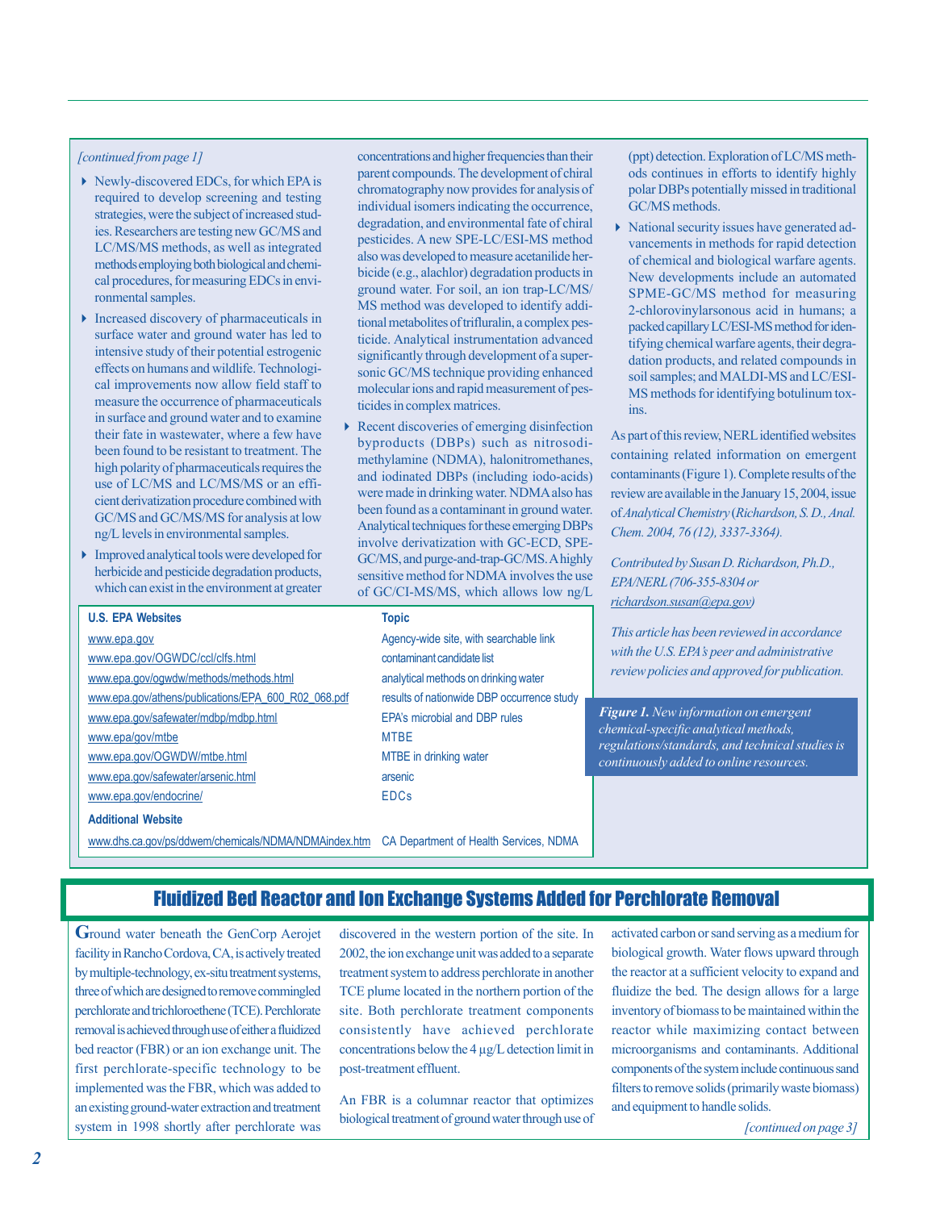*[continued from page 1]*

- Newly-discovered EDCs, for which EPA is required to develop screening and testing strategies, were the subject of increased studies. Researchers are testing new GC/MS and LC/MS/MS methods, as well as integrated methods employing both biological and chemical procedures, for measuring EDCs in environmental samples.
- Increased discovery of pharmaceuticals in surface water and ground water has led to intensive study of their potential estrogenic effects on humans and wildlife. Technological improvements now allow field staff to measure the occurrence of pharmaceuticals in surface and ground water and to examine their fate in wastewater, where a few have been found to be resistant to treatment. The high polarity of pharmaceuticals requires the use of LC/MS and LC/MS/MS or an efficient derivatization procedure combined with GC/MS and GC/MS/MS for analysis at low ng/L levels in environmental samples.
- Improved analytical tools were developed for herbicide and pesticide degradation products, which can exist in the environment at greater concentrations and higher frequencies than their parent compounds. The development of chiral chromatography now provides for analysis of individual isomers indicating the occurrence, degradation, and environmental fate of chiral pesticides. A new SPE-LC/ESI-MS method also was developed to measure acetanilide herbicide (e.g., alachlor) degradation products in ground water. For soil, an ion trap-LC/MS/MS method was developed to identify additional metabolites of trifluralin, a complex pesticide. Analytical instrumentation advanced significantly through development of a supersonic GC/MS technique providing enhanced molecular ions and rapid measurement of pesticides in complex matrices.
- Recent discoveries of emerging disinfection byproducts (DBPs) such as nitrosodimethylamine (NDMA), halonitromethanes, and iodinated DBPs (including iodo-acids) were made in drinking water. NDMA also has been found as a contaminant in ground water. Analytical techniques for these emerging DBPs involve derivatization with GC-ECD, SPE-GC/MS, and purge-and-trap-GC/MS. A highly sensitive method for NDMA involves the use of GC/CI-MS/MS, which allows low ng/L (ppt) detection. Exploration of LC/MS methods continues in efforts to identify highly polar DBPs potentially missed in traditional GC/MS methods.
- National security issues have generated advancements in methods for rapid detection of chemical and biological warfare agents. New developments include an automated SPME-GC/MS method for measuring 2-chlorovinylarsonous acid in humans; a packed capillary LC/ESI-MS method for identifying chemical warfare agents, their degradation products, and related compounds in soil samples; and MALDI-MS and LC/ESI-MS methods for identifying botulinum toxins.

As part of this review, NERL identified websites containing related information on emergent contaminants (Figure 1). Complete results of the review are available in the January 15, 2004, issue of *Analytical Chemistry* (*Richardson, S. D., Anal. Chem. 2004, 76 (12), 3337-3364).*

*Contributed by Susan D. Richardson, Ph.D., EPA/NERL (706-355-8304 or richardson.susan@epa.gov)*

*This article has been reviewed in accordance with the U.S. EPA's peer and administrative review policies and approved for publication.*

| U.S. EPA Websites | Topic |
|---|---|
| www.epa.gov | Agency-wide site, with searchable link |
| www.epa.gov/OGWDC/ccl/clfs.html | contaminant candidate list |
| www.epa.gov/ogwdw/methods/methods.html | analytical methods on drinking water |
| www.epa.gov/athens/publications/EPA_600_R02_068.pdf | results of nationwide DBP occurrence study |
| www.epa.gov/safewater/mdbp/mdbp.html | EPA's microbial and DBP rules |
| www.epa/gov/mtbe | MTBE |
| www.epa.gov/OGWDW/mtbe.html | MTBE in drinking water |
| www.epa.gov/safewater/arsenic.html | arsenic |
| www.epa.gov/endocrine/ | EDCs |
| **Additional Website** | |
| www.dhs.ca.gov/ps/ddwem/chemicals/NDMA/NDMAindex.htm | CA Department of Health Services, NDMA |

***Figure 1.** New information on emergent chemical-specific analytical methods, regulations/standards, and technical studies is continuously added to online resources.*

## Fluidized Bed Reactor and Ion Exchange Systems Added for Perchlorate Removal

Ground water beneath the GenCorp Aerojet facility in Rancho Cordova, CA, is actively treated by multiple-technology, ex-situ treatment systems, three of which are designed to remove commingled perchlorate and trichloroethene (TCE). Perchlorate removal is achieved through use of either a fluidized bed reactor (FBR) or an ion exchange unit. The first perchlorate-specific technology to be implemented was the FBR, which was added to an existing ground-water extraction and treatment system in 1998 shortly after perchlorate was discovered in the western portion of the site. In 2002, the ion exchange unit was added to a separate treatment system to address perchlorate in another TCE plume located in the northern portion of the site. Both perchlorate treatment components consistently have achieved perchlorate concentrations below the 4 µg/L detection limit in post-treatment effluent.

An FBR is a columnar reactor that optimizes biological treatment of ground water through use of activated carbon or sand serving as a medium for biological growth. Water flows upward through the reactor at a sufficient velocity to expand and fluidize the bed. The design allows for a large inventory of biomass to be maintained within the reactor while maximizing contact between microorganisms and contaminants. Additional components of the system include continuous sand filters to remove solids (primarily waste biomass) and equipment to handle solids.

*[continued on page 3]*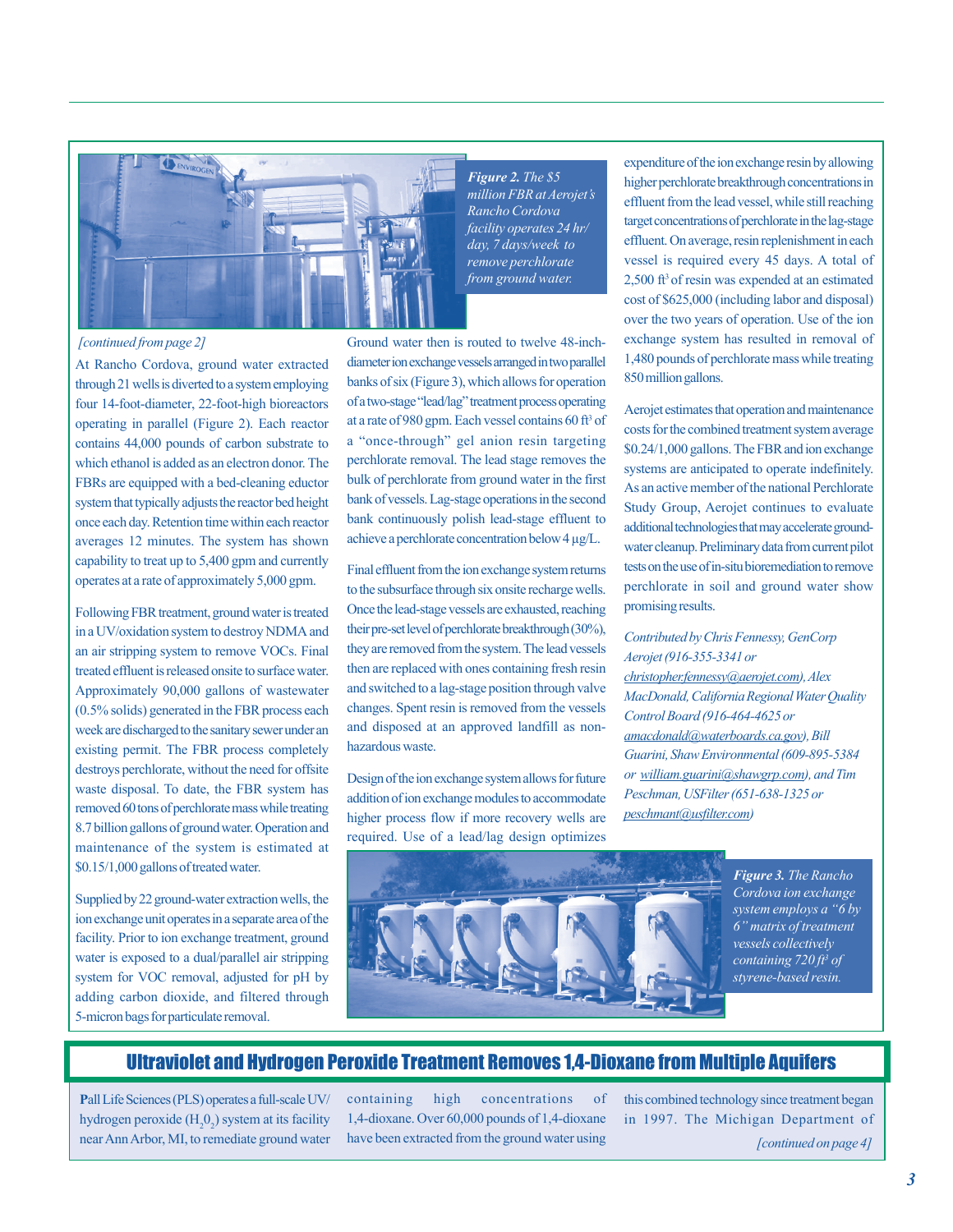*Figure 2. The $5 million FBR at Aerojet's Rancho Cordova facility operates 24 hr/day, 7 days/week to remove perchlorate from ground water.*

*[continued from page 2]*

At Rancho Cordova, ground water extracted through 21 wells is diverted to a system employing four 14-foot-diameter, 22-foot-high bioreactors operating in parallel (Figure 2). Each reactor contains 44,000 pounds of carbon substrate to which ethanol is added as an electron donor. The FBRs are equipped with a bed-cleaning eductor system that typically adjusts the reactor bed height once each day. Retention time within each reactor averages 12 minutes. The system has shown capability to treat up to 5,400 gpm and currently operates at a rate of approximately 5,000 gpm.

Following FBR treatment, ground water is treated in a UV/oxidation system to destroy NDMA and an air stripping system to remove VOCs. Final treated effluent is released onsite to surface water. Approximately 90,000 gallons of wastewater (0.5% solids) generated in the FBR process each week are discharged to the sanitary sewer under an existing permit. The FBR process completely destroys perchlorate, without the need for offsite waste disposal. To date, the FBR system has removed 60 tons of perchlorate mass while treating 8.7 billion gallons of ground water. Operation and maintenance of the system is estimated at $0.15/1,000 gallons of treated water.

Supplied by 22 ground-water extraction wells, the ion exchange unit operates in a separate area of the facility. Prior to ion exchange treatment, ground water is exposed to a dual/parallel air stripping system for VOC removal, adjusted for pH by adding carbon dioxide, and filtered through 5-micron bags for particulate removal.

Ground water then is routed to twelve 48-inch-diameter ion exchange vessels arranged in two parallel banks of six (Figure 3), which allows for operation of a two-stage "lead/lag" treatment process operating at a rate of 980 gpm. Each vessel contains 60 $ft^3$ of a "once-through" gel anion resin targeting perchlorate removal. The lead stage removes the bulk of perchlorate from ground water in the first bank of vessels. Lag-stage operations in the second bank continuously polish lead-stage effluent to achieve a perchlorate concentration below 4 μg/L.

Final effluent from the ion exchange system returns to the subsurface through six onsite recharge wells. Once the lead-stage vessels are exhausted, reaching their pre-set level of perchlorate breakthrough (30%), they are removed from the system. The lead vessels then are replaced with ones containing fresh resin and switched to a lag-stage position through valve changes. Spent resin is removed from the vessels and disposed at an approved landfill as non-hazardous waste.

Design of the ion exchange system allows for future addition of ion exchange modules to accommodate higher process flow if more recovery wells are required. Use of a lead/lag design optimizes expenditure of the ion exchange resin by allowing higher perchlorate breakthrough concentrations in effluent from the lead vessel, while still reaching target concentrations of perchlorate in the lag-stage effluent. On average, resin replenishment in each vessel is required every 45 days. A total of 2,500 $ft^3$ of resin was expended at an estimated cost of $625,000 (including labor and disposal) over the two years of operation. Use of the ion exchange system has resulted in removal of 1,480 pounds of perchlorate mass while treating 850 million gallons.

Aerojet estimates that operation and maintenance costs for the combined treatment system average $0.24/1,000 gallons. The FBR and ion exchange systems are anticipated to operate indefinitely. As an active member of the national Perchlorate Study Group, Aerojet continues to evaluate additional technologies that may accelerate ground-water cleanup. Preliminary data from current pilot tests on the use of in-situ bioremediation to remove perchlorate in soil and ground water show promising results.

*Contributed by Chris Fennessy, GenCorp Aerojet (916-355-3341 or christopher.fennessy@aerojet.com), Alex MacDonald, California Regional Water Quality Control Board (916-464-4625 or amacdonald@waterboards.ca.gov), Bill Guarini, Shaw Environmental (609-895-5384 or william.guarini@shawgrp.com), and Tim Peschman, USFilter (651-638-1325 or peschmant@usfilter.com)*

*Figure 3. The Rancho Cordova ion exchange system employs a "6 by 6" matrix of treatment vessels collectively containing 720 $ft^3$ of styrene-based resin.*

## Ultraviolet and Hydrogen Peroxide Treatment Removes 1,4-Dioxane from Multiple Aquifers

**P**all Life Sciences (PLS) operates a full-scale UV/hydrogen peroxide ($H_2O_2$) system at its facility near Ann Arbor, MI, to remediate ground water containing high concentrations of 1,4-dioxane. Over 60,000 pounds of 1,4-dioxane have been extracted from the ground water using this combined technology since treatment began in 1997. The Michigan Department of

*[continued on page 4]*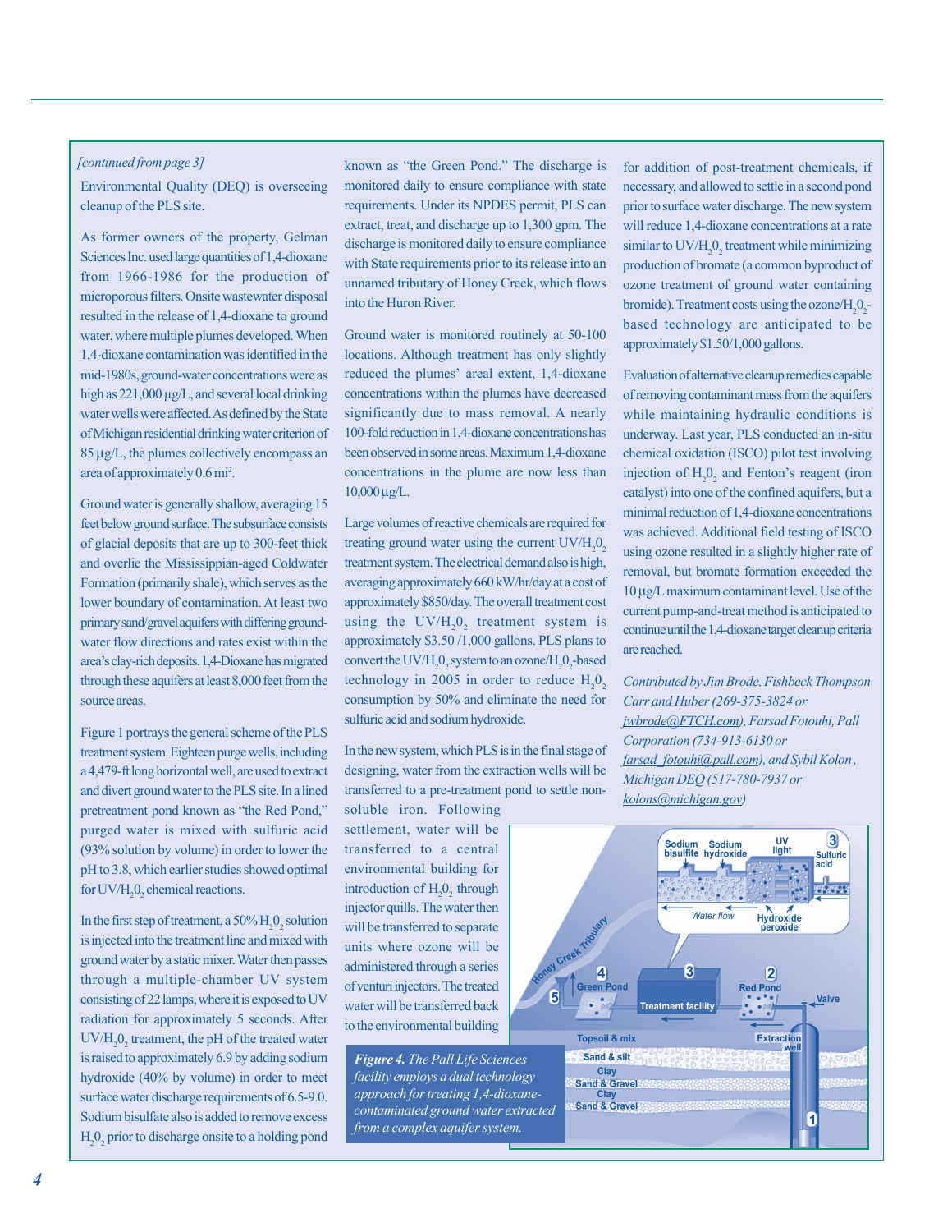*[continued from page 3]*

Environmental Quality (DEQ) is overseeing cleanup of the PLS site.

As former owners of the property, Gelman Sciences Inc. used large quantities of 1,4-dioxane from 1966-1986 for the production of microporous filters. Onsite wastewater disposal resulted in the release of 1,4-dioxane to ground water, where multiple plumes developed. When 1,4-dioxane contamination was identified in the mid-1980s, ground-water concentrations were as high as 221,000 µg/L, and several local drinking water wells were affected. As defined by the State of Michigan residential drinking water criterion of 85 µg/L, the plumes collectively encompass an area of approximately 0.6 mi$^2$.

Ground water is generally shallow, averaging 15 feet below ground surface. The subsurface consists of glacial deposits that are up to 300-feet thick and overlie the Mississippian-aged Coldwater Formation (primarily shale), which serves as the lower boundary of contamination. At least two primary sand/gravel aquifers with differing ground-water flow directions and rates exist within the area's clay-rich deposits. 1,4-Dioxane has migrated through these aquifers at least 8,000 feet from the source areas.

Figure 1 portrays the general scheme of the PLS treatment system. Eighteen purge wells, including a 4,479-ft long horizontal well, are used to extract and divert ground water to the PLS site. In a lined pretreatment pond known as "the Red Pond," purged water is mixed with sulfuric acid (93% solution by volume) in order to lower the pH to 3.8, which earlier studies showed optimal for UV/$H_20_2$ chemical reactions.

In the first step of treatment, a 50% $H_20_2$ solution is injected into the treatment line and mixed with ground water by a static mixer. Water then passes through a multiple-chamber UV system consisting of 22 lamps, where it is exposed to UV radiation for approximately 5 seconds. After UV/$H_20_2$ treatment, the pH of the treated water is raised to approximately 6.9 by adding sodium hydroxide (40% by volume) in order to meet surface water discharge requirements of 6.5-9.0. Sodium bisulfate also is added to remove excess $H_20_2$ prior to discharge onsite to a holding pond known as "the Green Pond." The discharge is monitored daily to ensure compliance with state requirements. Under its NPDES permit, PLS can extract, treat, and discharge up to 1,300 gpm. The discharge is monitored daily to ensure compliance with State requirements prior to its release into an unnamed tributary of Honey Creek, which flows into the Huron River.

Ground water is monitored routinely at 50-100 locations. Although treatment has only slightly reduced the plumes' areal extent, 1,4-dioxane concentrations within the plumes have decreased significantly due to mass removal. A nearly 100-fold reduction in 1,4-dioxane concentrations has been observed in some areas. Maximum 1,4-dioxane concentrations in the plume are now less than 10,000 µg/L.

Large volumes of reactive chemicals are required for treating ground water using the current UV/$H_20_2$ treatment system. The electrical demand also is high, averaging approximately 660 kW/hr/day at a cost of approximately \$850/day. The overall treatment cost using the UV/$H_20_2$ treatment system is approximately \$3.50 /1,000 gallons. PLS plans to convert the UV/$H_20_2$ system to an ozone/$H_20_2$-based technology in 2005 in order to reduce $H_20_2$ consumption by 50% and eliminate the need for sulfuric acid and sodium hydroxide.

In the new system, which PLS is in the final stage of designing, water from the extraction wells will be transferred to a pre-treatment pond to settle non-soluble iron. Following settlement, water will be transferred to a central environmental building for introduction of $H_20_2$ through injector quills. The water then will be transferred to separate units where ozone will be administered through a series of venturi injectors. The treated water will be transferred back to the environmental building for addition of post-treatment chemicals, if necessary, and allowed to settle in a second pond prior to surface water discharge. The new system will reduce 1,4-dioxane concentrations at a rate similar to UV/$H_20_2$ treatment while minimizing production of bromate (a common byproduct of ozone treatment of ground water containing bromide). Treatment costs using the ozone/$H_20_2$-based technology are anticipated to be approximately \$1.50/1,000 gallons.

Evaluation of alternative cleanup remedies capable of removing contaminant mass from the aquifers while maintaining hydraulic conditions is underway. Last year, PLS conducted an in-situ chemical oxidation (ISCO) pilot test involving injection of $H_20_2$ and Fenton's reagent (iron catalyst) into one of the confined aquifers, but a minimal reduction of 1,4-dioxane concentrations was achieved. Additional field testing of ISCO using ozone resulted in a slightly higher rate of removal, but bromate formation exceeded the 10 µg/L maximum contaminant level. Use of the current pump-and-treat method is anticipated to continue until the 1,4-dioxane target cleanup criteria are reached.

*Contributed by Jim Brode, Fishbeck Thompson Carr and Huber (269-375-3824 or jwbrode@FTCH.com), Farsad Fotouhi, Pall Corporation (734-913-6130 or farsad_fotouhi@pall.com), and Sybil Kolon, Michigan DEQ (517-780-7937 or kolons@michigan.gov)*

*Figure 4. The Pall Life Sciences facility employs a dual technology approach for treating 1,4-dioxane-contaminated ground water extracted from a complex aquifer system.*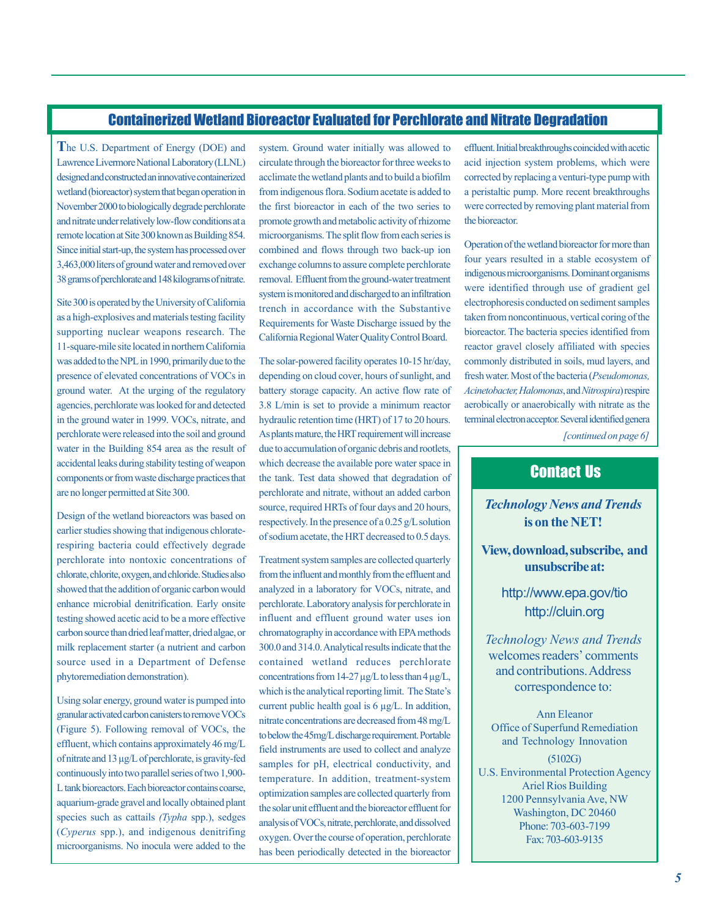## Containerized Wetland Bioreactor Evaluated for Perchlorate and Nitrate Degradation

The U.S. Department of Energy (DOE) and Lawrence Livermore National Laboratory (LLNL) designed and constructed an innovative containerized wetland (bioreactor) system that began operation in November 2000 to biologically degrade perchlorate and nitrate under relatively low-flow conditions at a remote location at Site 300 known as Building 854. Since initial start-up, the system has processed over 3,463,000 liters of ground water and removed over 38 grams of perchlorate and 148 kilograms of nitrate.

Site 300 is operated by the University of California as a high-explosives and materials testing facility supporting nuclear weapons research. The 11-square-mile site located in northern California was added to the NPL in 1990, primarily due to the presence of elevated concentrations of VOCs in ground water. At the urging of the regulatory agencies, perchlorate was looked for and detected in the ground water in 1999. VOCs, nitrate, and perchlorate were released into the soil and ground water in the Building 854 area as the result of accidental leaks during stability testing of weapon components or from waste discharge practices that are no longer permitted at Site 300.

Design of the wetland bioreactors was based on earlier studies showing that indigenous chlorate-respiring bacteria could effectively degrade perchlorate into nontoxic concentrations of chlorate, chlorite, oxygen, and chloride. Studies also showed that the addition of organic carbon would enhance microbial denitrification. Early onsite testing showed acetic acid to be a more effective carbon source than dried leaf matter, dried algae, or milk replacement starter (a nutrient and carbon source used in a Department of Defense phytoremediation demonstration).

Using solar energy, ground water is pumped into granular activated carbon canisters to remove VOCs (Figure 5). Following removal of VOCs, the effluent, which contains approximately 46 mg/L of nitrate and 13 µg/L of perchlorate, is gravity-fed continuously into two parallel series of two 1,900-L tank bioreactors. Each bioreactor contains coarse, aquarium-grade gravel and locally obtained plant species such as cattails *(Typha* spp.), sedges (*Cyperus* spp.), and indigenous denitrifing microorganisms. No inocula were added to the system. Ground water initially was allowed to circulate through the bioreactor for three weeks to acclimate the wetland plants and to build a biofilm from indigenous flora. Sodium acetate is added to the first bioreactor in each of the two series to promote growth and metabolic activity of rhizome microorganisms. The split flow from each series is combined and flows through two back-up ion exchange columns to assure complete perchlorate removal. Effluent from the ground-water treatment system is monitored and discharged to an infiltration trench in accordance with the Substantive Requirements for Waste Discharge issued by the California Regional Water Quality Control Board.

The solar-powered facility operates 10-15 hr/day, depending on cloud cover, hours of sunlight, and battery storage capacity. An active flow rate of 3.8 L/min is set to provide a minimum reactor hydraulic retention time (HRT) of 17 to 20 hours. As plants mature, the HRT requirement will increase due to accumulation of organic debris and rootlets, which decrease the available pore water space in the tank. Test data showed that degradation of perchlorate and nitrate, without an added carbon source, required HRTs of four days and 20 hours, respectively. In the presence of a 0.25 g/L solution of sodium acetate, the HRT decreased to 0.5 days.

Treatment system samples are collected quarterly from the influent and monthly from the effluent and analyzed in a laboratory for VOCs, nitrate, and perchlorate. Laboratory analysis for perchlorate in influent and effluent ground water uses ion chromatography in accordance with EPA methods 300.0 and 314.0. Analytical results indicate that the contained wetland reduces perchlorate concentrations from 14-27 µg/L to less than 4 µg/L, which is the analytical reporting limit. The State's current public health goal is 6 µg/L. In addition, nitrate concentrations are decreased from 48 mg/L to below the 45mg/L discharge requirement. Portable field instruments are used to collect and analyze samples for pH, electrical conductivity, and temperature. In addition, treatment-system optimization samples are collected quarterly from the solar unit effluent and the bioreactor effluent for analysis of VOCs, nitrate, perchlorate, and dissolved oxygen. Over the course of operation, perchlorate has been periodically detected in the bioreactor effluent. Initial breakthroughs coincided with acetic acid injection system problems, which were corrected by replacing a venturi-type pump with a peristaltic pump. More recent breakthroughs were corrected by removing plant material from the bioreactor.

Operation of the wetland bioreactor for more than four years resulted in a stable ecosystem of indigenous microorganisms. Dominant organisms were identified through use of gradient gel electrophoresis conducted on sediment samples taken from noncontinuous, vertical coring of the bioreactor. The bacteria species identified from reactor gravel closely affiliated with species commonly distributed in soils, mud layers, and fresh water. Most of the bacteria (*Pseudomonas, Acinetobacter, Halomonas*, and *Nitrospira*) respire aerobically or anaerobically with nitrate as the terminal electron acceptor. Several identified genera

*[continued on page 6]*

## Contact Us

***Technology News and Trends* is on the NET!**

**View, download, subscribe, and unsubscribe at:**

http://www.epa.gov/tio

http://cluin.org

*Technology News and Trends* welcomes readers' comments and contributions. Address correspondence to:

Ann Eleanor
Office of Superfund Remediation and Technology Innovation
(5102G)
U.S. Environmental Protection Agency
Ariel Rios Building
1200 Pennsylvania Ave, NW
Washington, DC 20460
Phone: 703-603-7199
Fax: 703-603-9135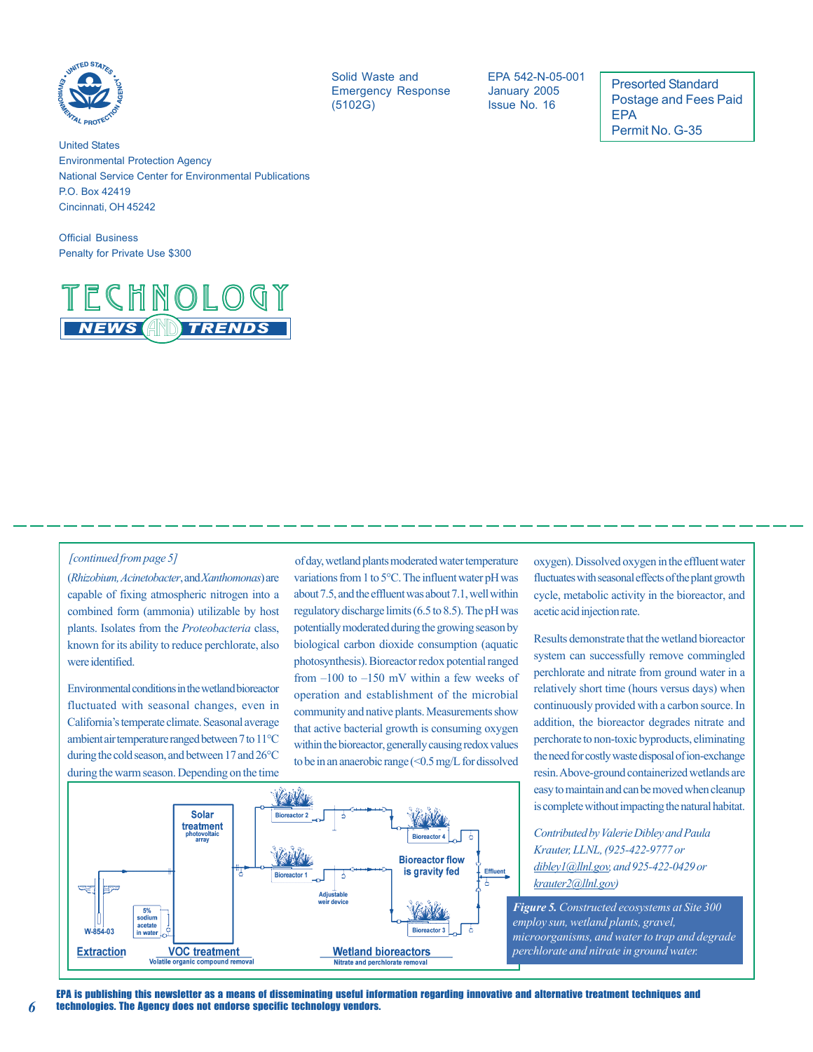United States
Environmental Protection Agency
National Service Center for Environmental Publications
P.O. Box 42419
Cincinnati, OH 45242

Official Business
Penalty for Private Use $300

Solid Waste and
Emergency Response
(5102G)

EPA 542-N-05-001
January 2005
Issue No. 16

Presorted Standard
Postage and Fees Paid
EPA
Permit No. G-35

# TECHNOLOGY NEWS AND TRENDS

*[continued from page 5]*

(*Rhizobium, Acinetobacter*, and *Xanthomonas*) are capable of fixing atmospheric nitrogen into a combined form (ammonia) utilizable by host plants. Isolates from the *Proteobacteria* class, known for its ability to reduce perchlorate, also were identified.

Environmental conditions in the wetland bioreactor fluctuated with seasonal changes, even in California's temperate climate. Seasonal average ambient air temperature ranged between 7 to 11°C during the cold season, and between 17 and 26°C during the warm season. Depending on the time of day, wetland plants moderated water temperature variations from 1 to 5°C. The influent water pH was about 7.5, and the effluent was about 7.1, well within regulatory discharge limits (6.5 to 8.5). The pH was potentially moderated during the growing season by biological carbon dioxide consumption (aquatic photosynthesis). Bioreactor redox potential ranged from –100 to –150 mV within a few weeks of operation and establishment of the microbial community and native plants. Measurements show that active bacterial growth is consuming oxygen within the bioreactor, generally causing redox values to be in an anaerobic range (<0.5 mg/L for dissolved oxygen). Dissolved oxygen in the effluent water fluctuates with seasonal effects of the plant growth cycle, metabolic activity in the bioreactor, and acetic acid injection rate.

Results demonstrate that the wetland bioreactor system can successfully remove commingled perchlorate and nitrate from ground water in a relatively short time (hours versus days) when continuously provided with a carbon source. In addition, the bioreactor degrades nitrate and perchorate to non-toxic byproducts, eliminating the need for costly waste disposal of ion-exchange resin. Above-ground containerized wetlands are easy to maintain and can be moved when cleanup is complete without impacting the natural habitat.

*Contributed by Valerie Dibley and Paula Krauter, LLNL, (925-422-9777 or dibley1@llnl.gov, and 925-422-0429 or krauter2@llnl.gov)*

Solar treatment
photovoltaic array
W-854-03
5% sodium acetate in water
Bioreactor 1
Bioreactor 2
Bioreactor 3
Bioreactor 4
Adjustable weir device
Bioreactor flow is gravity fed
Effluent
Extraction
VOC treatment
Volatile organic compound removal
Wetland bioreactors
Nitrate and perchlorate removal

***Figure 5.*** *Constructed ecosystems at Site 300 employ sun, wetland plants, gravel, microorganisms, and water to trap and degrade perchlorate and nitrate in ground water.*

**EPA is publishing this newsletter as a means of disseminating useful information regarding innovative and alternative treatment techniques and technologies. The Agency does not endorse specific technology vendors.**